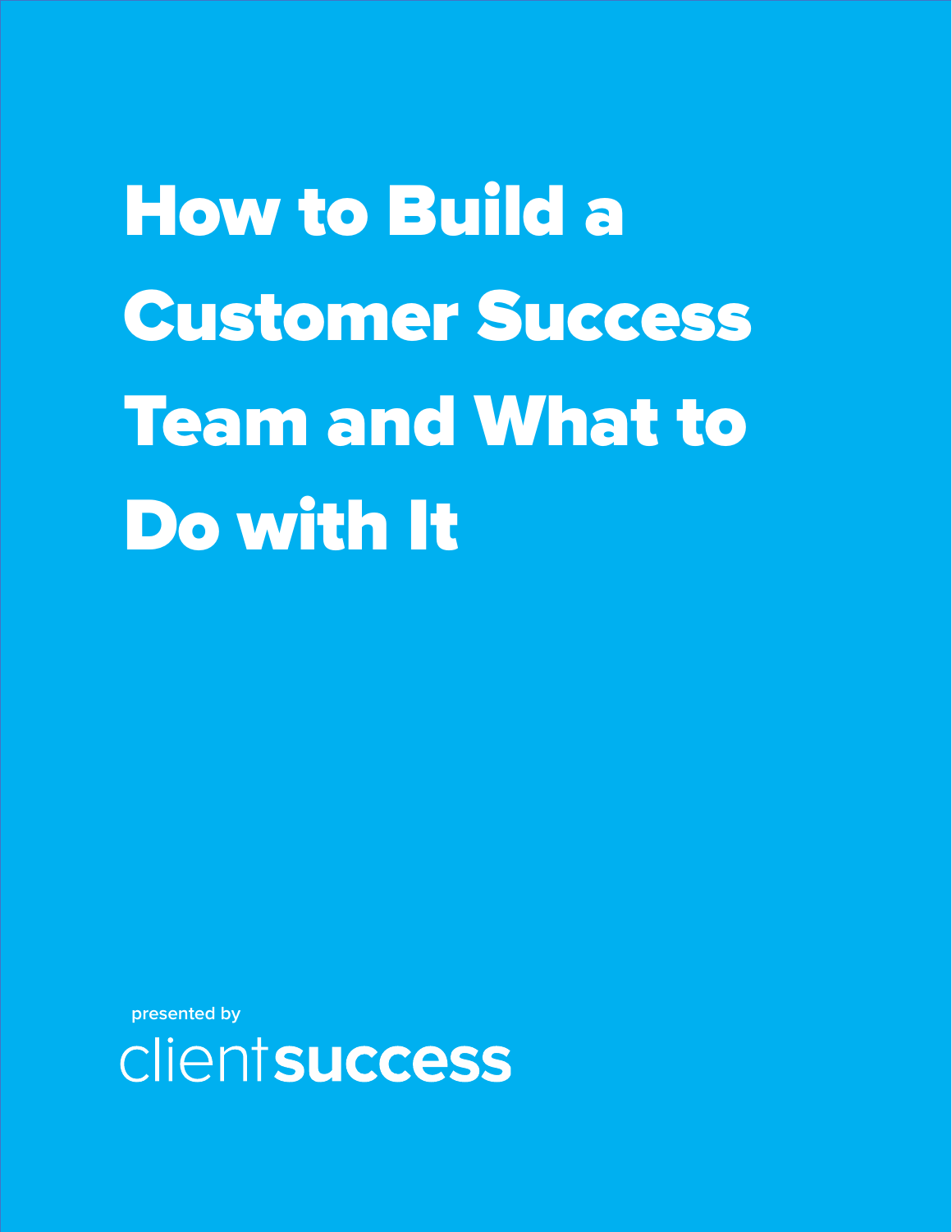# How to Build a Customer Success Team and What to Do with It

presented by

clientsuccess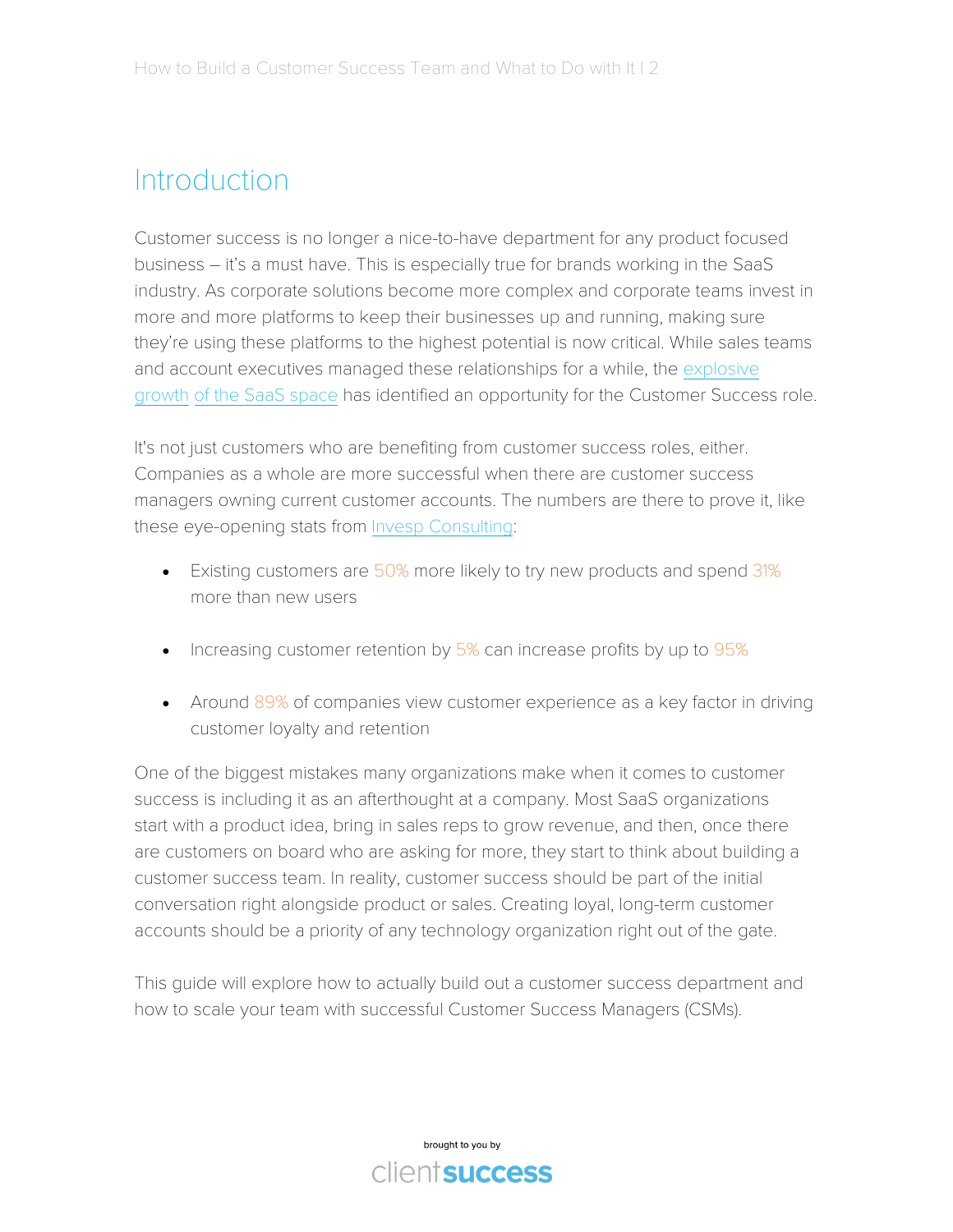# Introduction

Customer success is no longer a nice-to-have department for any product focused business – it's a must have. This is especially true for brands working in the SaaS industry. As corporate solutions become more complex and corporate teams invest in more and more platforms to keep their businesses up and running, making sure they're using these platforms to the highest potential is now critical. While sales teams and account executives managed these relationships for a while, the explosive growth of the SaaS space has identified an opportunity for the Customer Success role.

It's not just customers who are benefiting from customer success roles, either. Companies as a whole are more successful when there are customer success managers owning current customer accounts. The numbers are there to prove it, like these eye-opening stats from Invesp Consulting:

- Existing customers are 50% more likely to try new products and spend 31% more than new users
- Increasing customer retention by 5% can increase profits by up to 95%
- Around 89% of companies view customer experience as a key factor in driving customer loyalty and retention

One of the biggest mistakes many organizations make when it comes to customer success is including it as an afterthought at a company. Most SaaS organizations start with a product idea, bring in sales reps to grow revenue, and then, once there are customers on board who are asking for more, they start to think about building a customer success team. In reality, customer success should be part of the initial conversation right alongside product or sales. Creating loyal, long-term customer accounts should be a priority of any technology organization right out of the gate.

This guide will explore how to actually build out a customer success department and how to scale your team with successful Customer Success Managers (CSMs).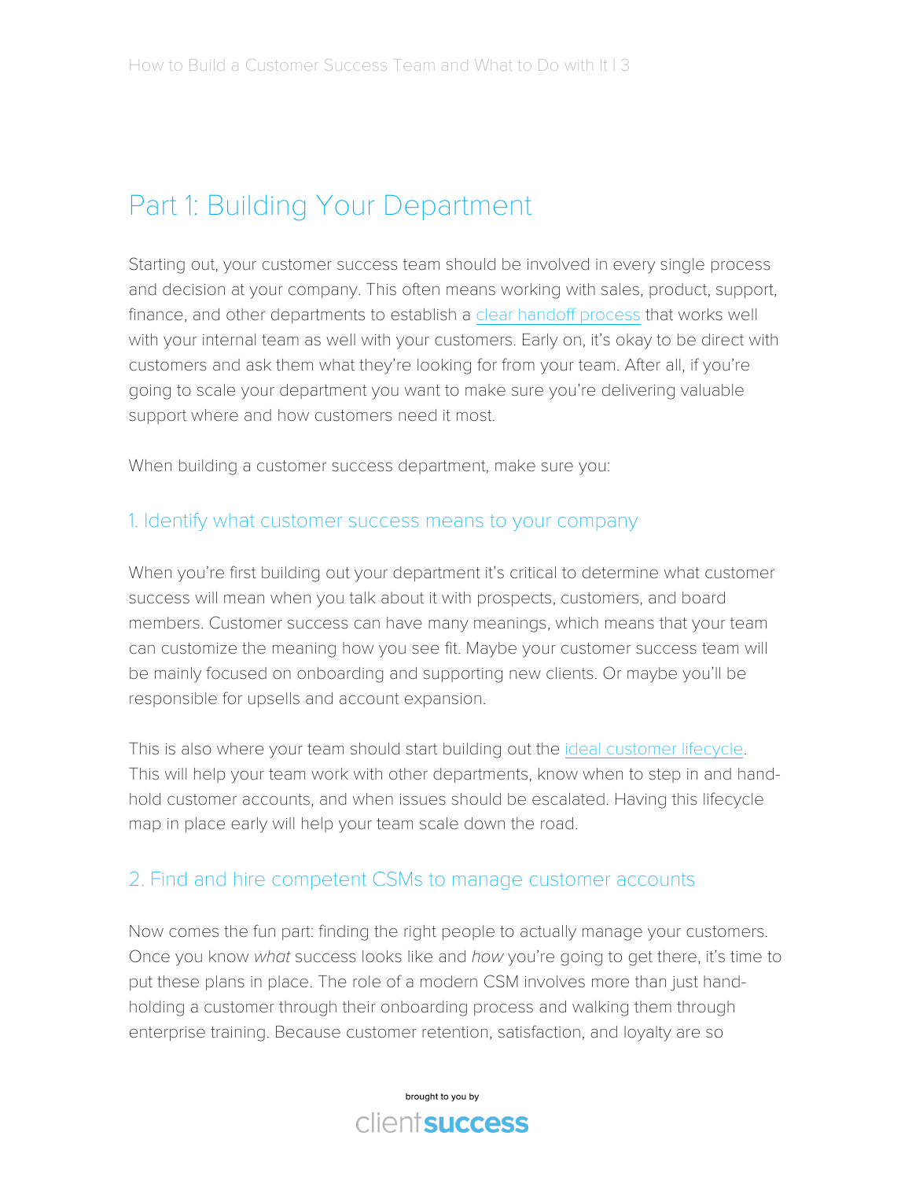# Part 1: Building Your Department

Starting out, your customer success team should be involved in every single process and decision at your company. This often means working with sales, product, support, finance, and other departments to establish a clear handoff process that works well with your internal team as well with your customers. Early on, it's okay to be direct with customers and ask them what they're looking for from your team. After all, if you're going to scale your department you want to make sure you're delivering valuable support where and how customers need it most.

When building a customer success department, make sure you:

## 1. Identify what customer success means to your company

When you're first building out your department it's critical to determine what customer success will mean when you talk about it with prospects, customers, and board members. Customer success can have many meanings, which means that your team can customize the meaning how you see fit. Maybe your customer success team will be mainly focused on onboarding and supporting new clients. Or maybe you'll be responsible for upsells and account expansion.

This is also where your team should start building out the ideal customer lifecycle. This will help your team work with other departments, know when to step in and hand-hold customer accounts, and when issues should be escalated. Having this lifecycle map in place early will help your team scale down the road.

## 2. Find and hire competent CSMs to manage customer accounts

Now comes the fun part: finding the right people to actually manage your customers. Once you know *what* success looks like and *how* you're going to get there, it's time to put these plans in place. The role of a modern CSM involves more than just hand-holding a customer through their onboarding process and walking them through enterprise training. Because customer retention, satisfaction, and loyalty are so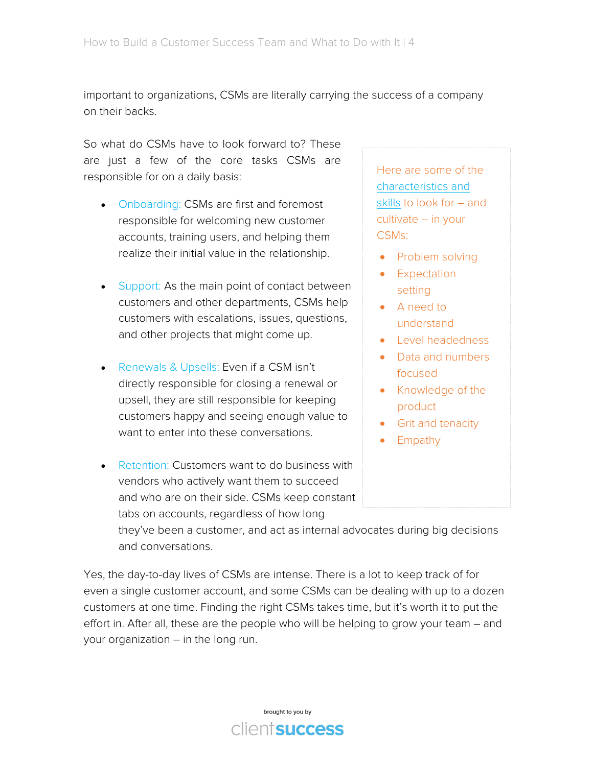important to organizations, CSMs are literally carrying the success of a company on their backs.

So what do CSMs have to look forward to? These are just a few of the core tasks CSMs are responsible for on a daily basis:

- Onboarding: CSMs are first and foremost responsible for welcoming new customer accounts, training users, and helping them realize their initial value in the relationship.

- Support: As the main point of contact between customers and other departments, CSMs help customers with escalations, issues, questions, and other projects that might come up.

- Renewals & Upsells: Even if a CSM isn't directly responsible for closing a renewal or upsell, they are still responsible for keeping customers happy and seeing enough value to want to enter into these conversations.

- Retention: Customers want to do business with vendors who actively want them to succeed and who are on their side. CSMs keep constant tabs on accounts, regardless of how long they've been a customer, and act as internal advocates during big decisions and conversations.

Here are some of the characteristics and skills to look for – and cultivate – in your CSMs:

- Problem solving
- Expectation setting
- A need to understand
- Level headedness
- Data and numbers focused
- Knowledge of the product
- Grit and tenacity
- Empathy

Yes, the day-to-day lives of CSMs are intense. There is a lot to keep track of for even a single customer account, and some CSMs can be dealing with up to a dozen customers at one time. Finding the right CSMs takes time, but it's worth it to put the effort in. After all, these are the people who will be helping to grow your team – and your organization – in the long run.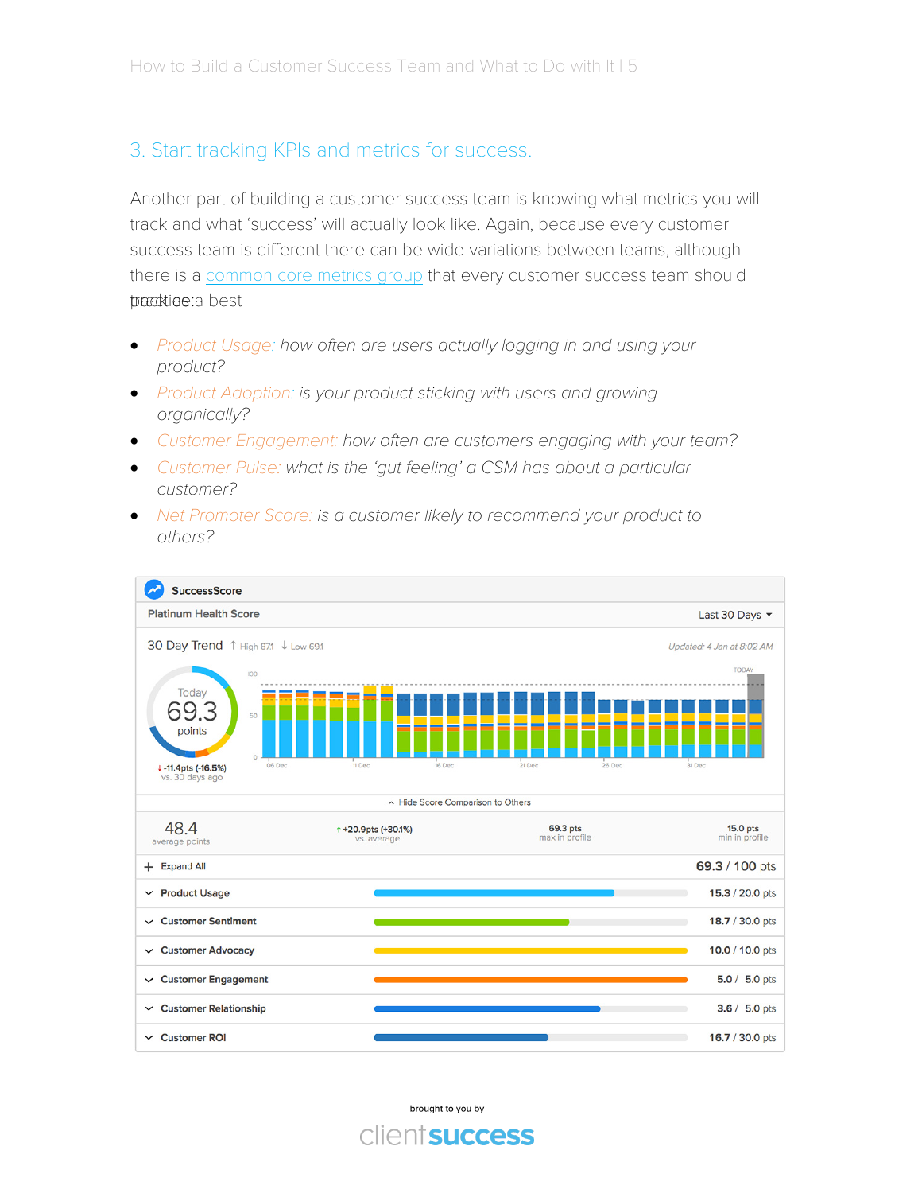## 3. Start tracking KPIs and metrics for success.

Another part of building a customer success team is knowing what metrics you will track and what 'success' will actually look like. Again, because every customer success team is different there can be wide variations between teams, although there is a common core metrics group that every customer success team should track as a best practice:

- *Product Usage: how often are users actually logging in and using your product?*
- *Product Adoption: is your product sticking with users and growing organically?*
- *Customer Engagement: how often are customers engaging with your team?*
- *Customer Pulse: what is the 'gut feeling' a CSM has about a particular customer?*
- *Net Promoter Score: is a customer likely to recommend your product to others?*

**SuccessScore**

Platinum Health Score — Last 30 Days

30 Day Trend ↑ High 87.1 ↓ Low 69.1 — Updated: 4 Jan at 8:02 AM

Today 69.3 points — ↓ -11.4pts (-16.5%) vs. 30 days ago

Hide Score Comparison to Others

| 48.4 average points | ↑ +20.9pts (+30.1%) vs. average | 69.3 pts max in profile | 15.0 pts min in profile |
|---|---|---|---|

| Category | Score |
|---|---|
| Expand All | 69.3 / 100 pts |
| Product Usage | 15.3 / 20.0 pts |
| Customer Sentiment | 18.7 / 30.0 pts |
| Customer Advocacy | 10.0 / 10.0 pts |
| Customer Engagement | 5.0 / 5.0 pts |
| Customer Relationship | 3.6 / 5.0 pts |
| Customer ROI | 16.7 / 30.0 pts |

brought to you by

clientsuccess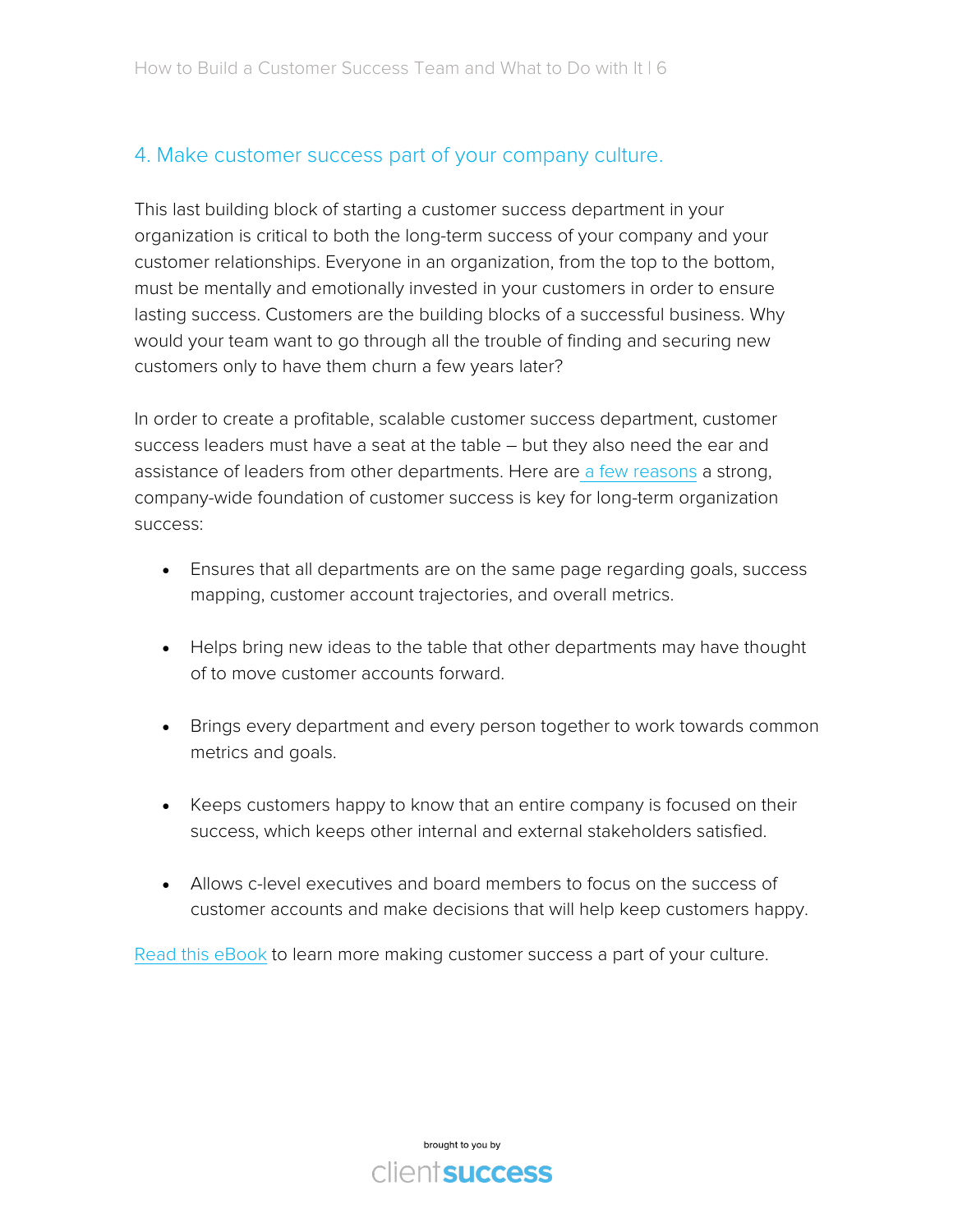## 4. Make customer success part of your company culture.

This last building block of starting a customer success department in your organization is critical to both the long-term success of your company and your customer relationships. Everyone in an organization, from the top to the bottom, must be mentally and emotionally invested in your customers in order to ensure lasting success. Customers are the building blocks of a successful business. Why would your team want to go through all the trouble of finding and securing new customers only to have them churn a few years later?

In order to create a profitable, scalable customer success department, customer success leaders must have a seat at the table – but they also need the ear and assistance of leaders from other departments. Here are a few reasons a strong, company-wide foundation of customer success is key for long-term organization success:

- Ensures that all departments are on the same page regarding goals, success mapping, customer account trajectories, and overall metrics.
- Helps bring new ideas to the table that other departments may have thought of to move customer accounts forward.
- Brings every department and every person together to work towards common metrics and goals.
- Keeps customers happy to know that an entire company is focused on their success, which keeps other internal and external stakeholders satisfied.
- Allows c-level executives and board members to focus on the success of customer accounts and make decisions that will help keep customers happy.

Read this eBook to learn more making customer success a part of your culture.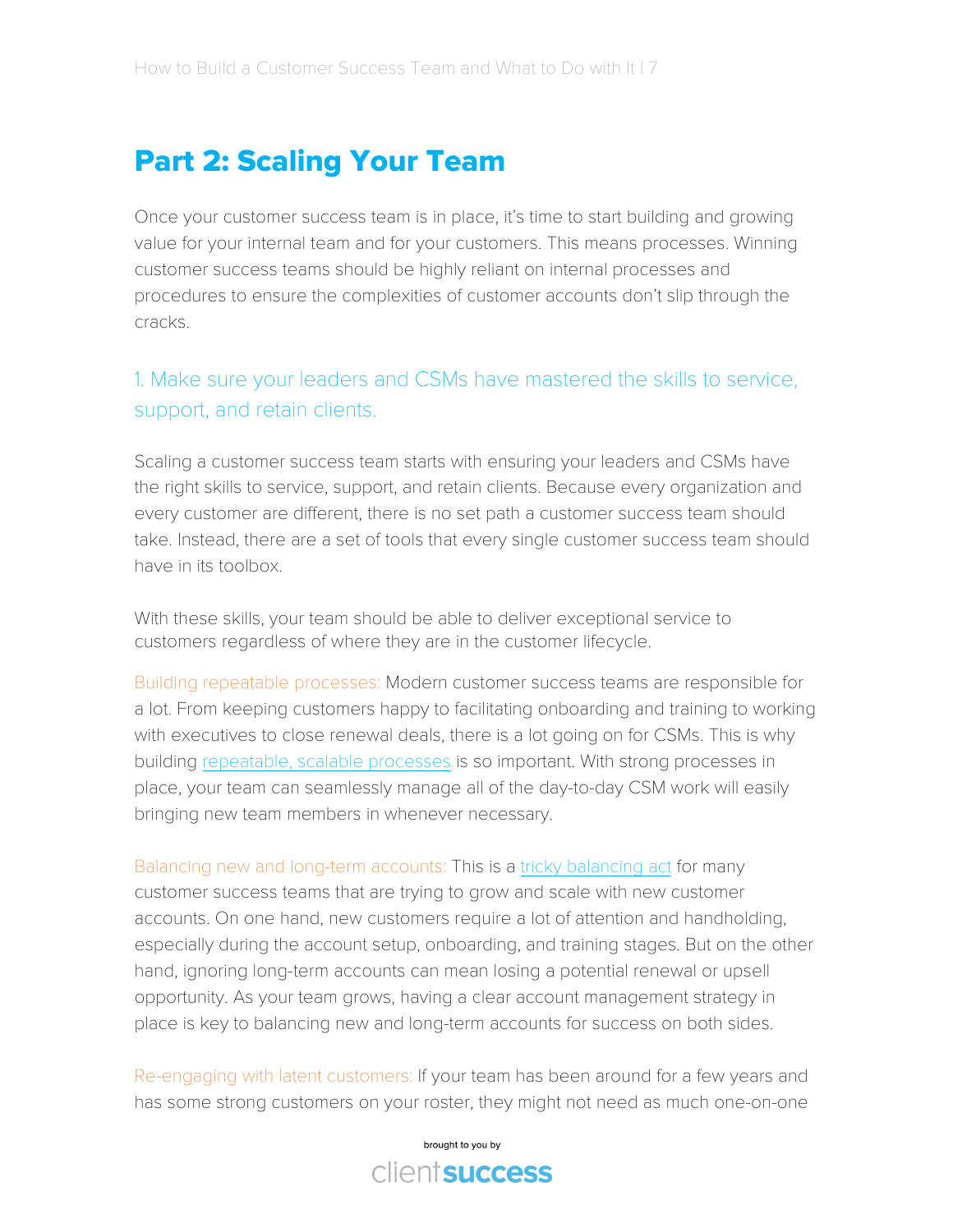# Part 2: Scaling Your Team

Once your customer success team is in place, it's time to start building and growing value for your internal team and for your customers. This means processes. Winning customer success teams should be highly reliant on internal processes and procedures to ensure the complexities of customer accounts don't slip through the cracks.

## 1. Make sure your leaders and CSMs have mastered the skills to service, support, and retain clients.

Scaling a customer success team starts with ensuring your leaders and CSMs have the right skills to service, support, and retain clients. Because every organization and every customer are different, there is no set path a customer success team should take. Instead, there are a set of tools that every single customer success team should have in its toolbox.

With these skills, your team should be able to deliver exceptional service to customers regardless of where they are in the customer lifecycle.

Building repeatable processes: Modern customer success teams are responsible for a lot. From keeping customers happy to facilitating onboarding and training to working with executives to close renewal deals, there is a lot going on for CSMs. This is why building repeatable, scalable processes is so important. With strong processes in place, your team can seamlessly manage all of the day-to-day CSM work will easily bringing new team members in whenever necessary.

Balancing new and long-term accounts: This is a tricky balancing act for many customer success teams that are trying to grow and scale with new customer accounts. On one hand, new customers require a lot of attention and handholding, especially during the account setup, onboarding, and training stages. But on the other hand, ignoring long-term accounts can mean losing a potential renewal or upsell opportunity. As your team grows, having a clear account management strategy in place is key to balancing new and long-term accounts for success on both sides.

Re-engaging with latent customers: If your team has been around for a few years and has some strong customers on your roster, they might not need as much one-on-one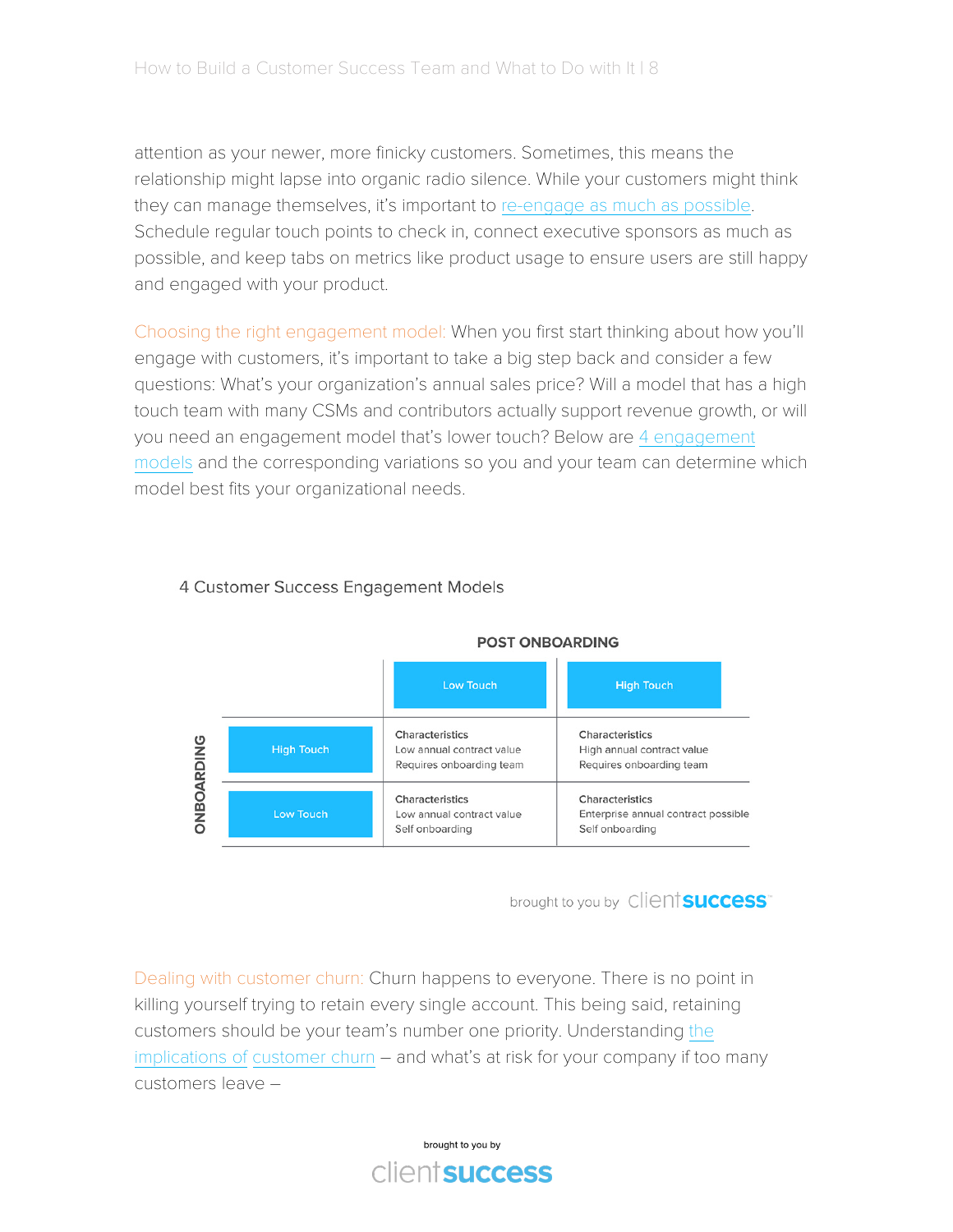attention as your newer, more finicky customers. Sometimes, this means the relationship might lapse into organic radio silence. While your customers might think they can manage themselves, it's important to re-engage as much as possible. Schedule regular touch points to check in, connect executive sponsors as much as possible, and keep tabs on metrics like product usage to ensure users are still happy and engaged with your product.

Choosing the right engagement model: When you first start thinking about how you'll engage with customers, it's important to take a big step back and consider a few questions: What's your organization's annual sales price? Will a model that has a high touch team with many CSMs and contributors actually support revenue growth, or will you need an engagement model that's lower touch? Below are 4 engagement models and the corresponding variations so you and your team can determine which model best fits your organizational needs.

4 Customer Success Engagement Models

| ONBOARDING \ POST ONBOARDING | Low Touch | High Touch |
|---|---|---|
| High Touch | Characteristics<br>Low annual contract value<br>Requires onboarding team | Characteristics<br>High annual contract value<br>Requires onboarding team |
| Low Touch | Characteristics<br>Low annual contract value<br>Self onboarding | Characteristics<br>Enterprise annual contract possible<br>Self onboarding |

brought to you by clientsuccess

Dealing with customer churn: Churn happens to everyone. There is no point in killing yourself trying to retain every single account. This being said, retaining customers should be your team's number one priority. Understanding the implications of customer churn – and what's at risk for your company if too many customers leave –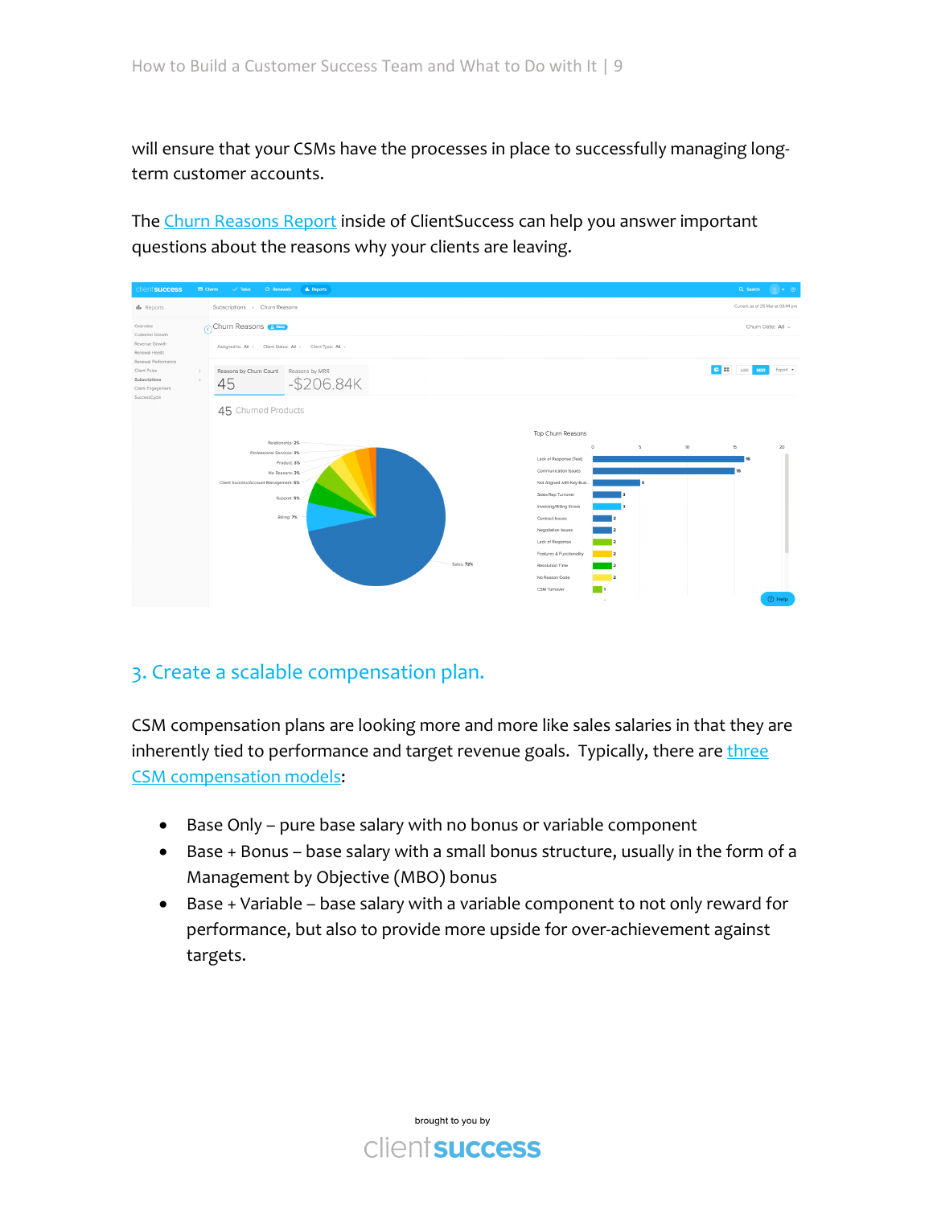will ensure that your CSMs have the processes in place to successfully managing long-term customer accounts.

The Churn Reasons Report inside of ClientSuccess can help you answer important questions about the reasons why your clients are leaving.

## 3. Create a scalable compensation plan.

CSM compensation plans are looking more and more like sales salaries in that they are inherently tied to performance and target revenue goals.  Typically, there are three CSM compensation models:

- Base Only – pure base salary with no bonus or variable component
- Base + Bonus – base salary with a small bonus structure, usually in the form of a Management by Objective (MBO) bonus
- Base + Variable – base salary with a variable component to not only reward for performance, but also to provide more upside for over-achievement against targets.

brought to you by

clientsuccess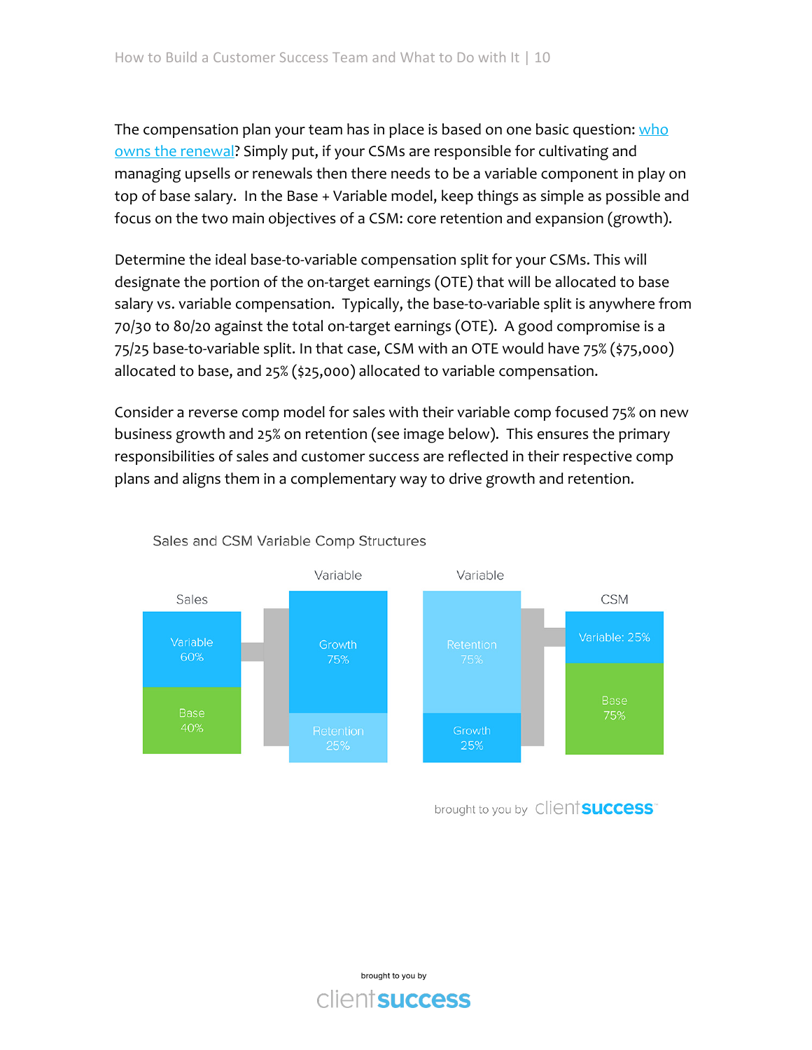The compensation plan your team has in place is based on one basic question: [who owns the renewal]? Simply put, if your CSMs are responsible for cultivating and managing upsells or renewals then there needs to be a variable component in play on top of base salary. In the Base + Variable model, keep things as simple as possible and focus on the two main objectives of a CSM: core retention and expansion (growth).

Determine the ideal base-to-variable compensation split for your CSMs. This will designate the portion of the on-target earnings (OTE) that will be allocated to base salary vs. variable compensation. Typically, the base-to-variable split is anywhere from 70/30 to 80/20 against the total on-target earnings (OTE). A good compromise is a 75/25 base-to-variable split. In that case, CSM with an OTE would have 75% ($75,000) allocated to base, and 25% ($25,000) allocated to variable compensation.

Consider a reverse comp model for sales with their variable comp focused 75% on new business growth and 25% on retention (see image below). This ensures the primary responsibilities of sales and customer success are reflected in their respective comp plans and aligns them in a complementary way to drive growth and retention.

Sales and CSM Variable Comp Structures

| | Sales | Sales Variable | CSM Variable | CSM |
|---|---|---|---|---|
| | Variable 60% | Growth 75% | Retention 75% | Variable: 25% |
| | Base 40% | Retention 25% | Growth 25% | Base 75% |

brought to you by clientsuccess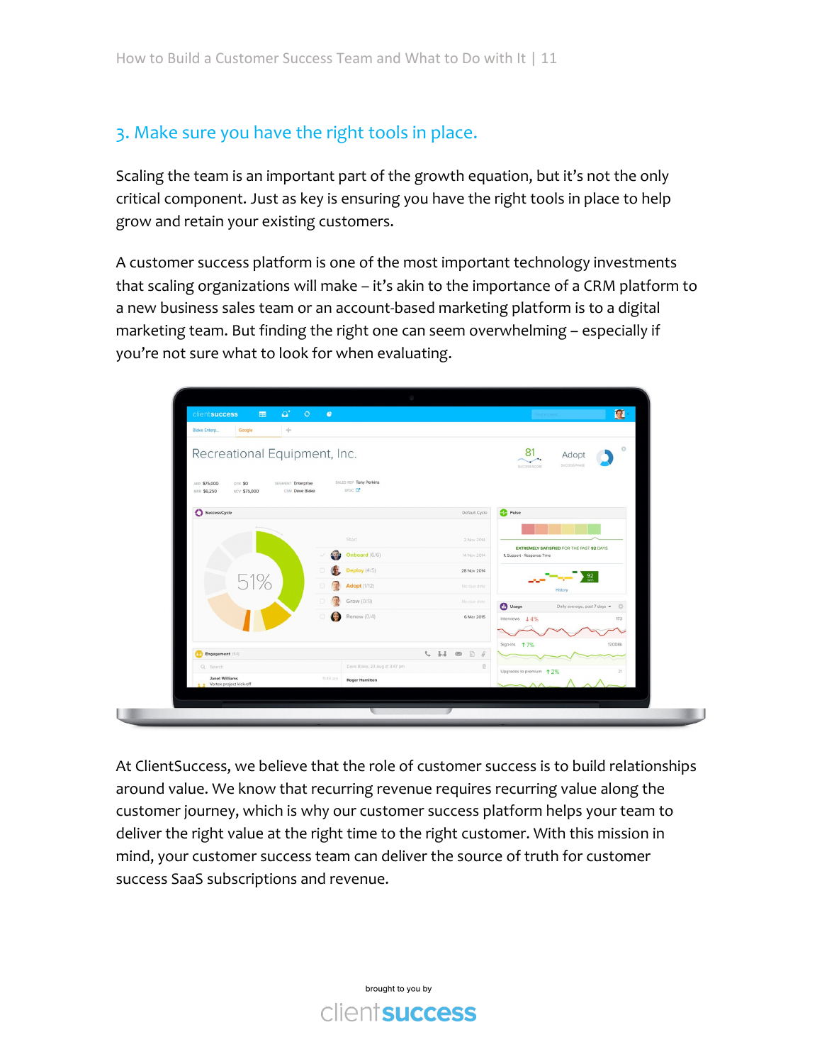## 3. Make sure you have the right tools in place.

Scaling the team is an important part of the growth equation, but it's not the only critical component. Just as key is ensuring you have the right tools in place to help grow and retain your existing customers.

A customer success platform is one of the most important technology investments that scaling organizations will make – it's akin to the importance of a CRM platform to a new business sales team or an account-based marketing platform is to a digital marketing team. But finding the right one can seem overwhelming – especially if you're not sure what to look for when evaluating.

At ClientSuccess, we believe that the role of customer success is to build relationships around value. We know that recurring revenue requires recurring value along the customer journey, which is why our customer success platform helps your team to deliver the right value at the right time to the right customer. With this mission in mind, your customer success team can deliver the source of truth for customer success SaaS subscriptions and revenue.

brought to you by

clientsuccess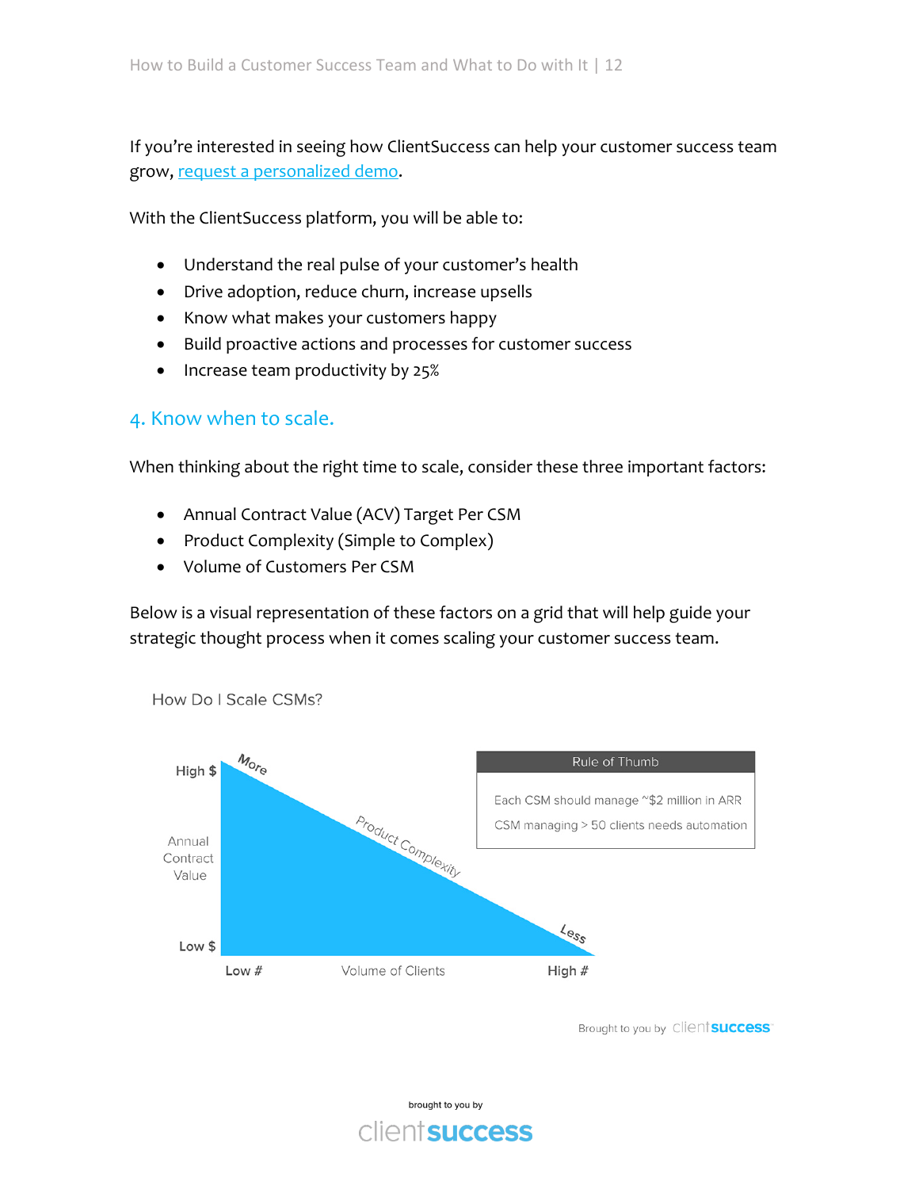If you're interested in seeing how ClientSuccess can help your customer success team grow, [request a personalized demo](#).

With the ClientSuccess platform, you will be able to:

- Understand the real pulse of your customer's health
- Drive adoption, reduce churn, increase upsells
- Know what makes your customers happy
- Build proactive actions and processes for customer success
- Increase team productivity by 25%

## 4. Know when to scale.

When thinking about the right time to scale, consider these three important factors:

- Annual Contract Value (ACV) Target Per CSM
- Product Complexity (Simple to Complex)
- Volume of Customers Per CSM

Below is a visual representation of these factors on a grid that will help guide your strategic thought process when it comes scaling your customer success team.

How Do I Scale CSMs?

| Rule of Thumb |
| --- |
| Each CSM should manage ~$2 million in ARR |
| CSM managing > 50 clients needs automation |

High $ — Annual Contract Value — Low $

Low # — Volume of Clients — High #

More — Product Complexity — Less

Brought to you by clientsuccess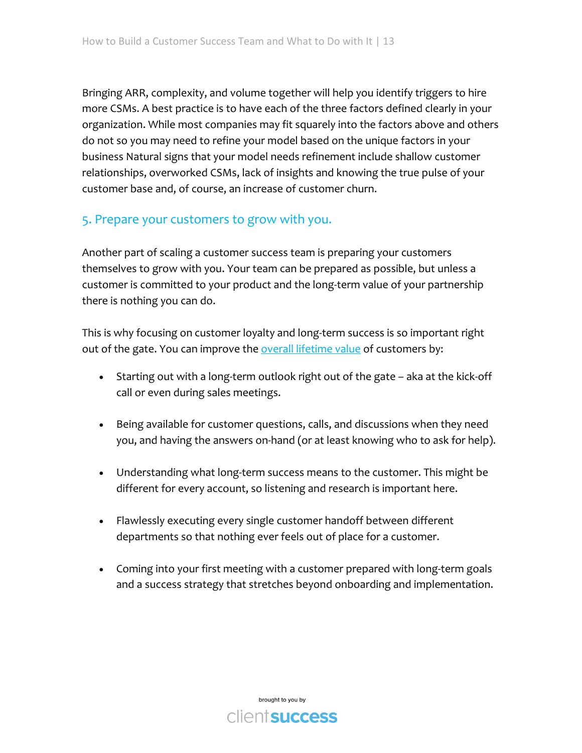Bringing ARR, complexity, and volume together will help you identify triggers to hire more CSMs. A best practice is to have each of the three factors defined clearly in your organization. While most companies may fit squarely into the factors above and others do not so you may need to refine your model based on the unique factors in your business Natural signs that your model needs refinement include shallow customer relationships, overworked CSMs, lack of insights and knowing the true pulse of your customer base and, of course, an increase of customer churn.

## 5. Prepare your customers to grow with you.

Another part of scaling a customer success team is preparing your customers themselves to grow with you. Your team can be prepared as possible, but unless a customer is committed to your product and the long-term value of your partnership there is nothing you can do.

This is why focusing on customer loyalty and long-term success is so important right out of the gate. You can improve the overall lifetime value of customers by:

- Starting out with a long-term outlook right out of the gate – aka at the kick-off call or even during sales meetings.
- Being available for customer questions, calls, and discussions when they need you, and having the answers on-hand (or at least knowing who to ask for help).
- Understanding what long-term success means to the customer. This might be different for every account, so listening and research is important here.
- Flawlessly executing every single customer handoff between different departments so that nothing ever feels out of place for a customer.
- Coming into your first meeting with a customer prepared with long-term goals and a success strategy that stretches beyond onboarding and implementation.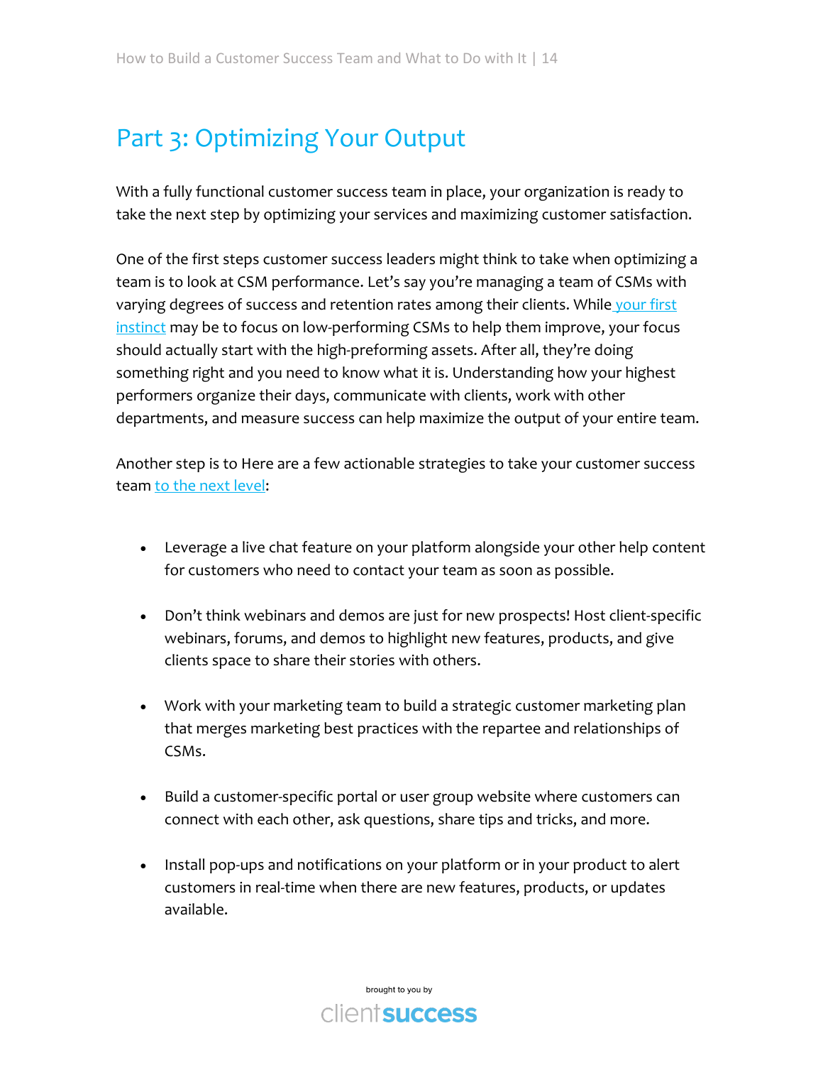# Part 3: Optimizing Your Output

With a fully functional customer success team in place, your organization is ready to take the next step by optimizing your services and maximizing customer satisfaction.

One of the first steps customer success leaders might think to take when optimizing a team is to look at CSM performance. Let's say you're managing a team of CSMs with varying degrees of success and retention rates among their clients. While your first instinct may be to focus on low-performing CSMs to help them improve, your focus should actually start with the high-preforming assets. After all, they're doing something right and you need to know what it is. Understanding how your highest performers organize their days, communicate with clients, work with other departments, and measure success can help maximize the output of your entire team.

Another step is to Here are a few actionable strategies to take your customer success team to the next level:

- Leverage a live chat feature on your platform alongside your other help content for customers who need to contact your team as soon as possible.
- Don't think webinars and demos are just for new prospects! Host client-specific webinars, forums, and demos to highlight new features, products, and give clients space to share their stories with others.
- Work with your marketing team to build a strategic customer marketing plan that merges marketing best practices with the repartee and relationships of CSMs.
- Build a customer-specific portal or user group website where customers can connect with each other, ask questions, share tips and tricks, and more.
- Install pop-ups and notifications on your platform or in your product to alert customers in real-time when there are new features, products, or updates available.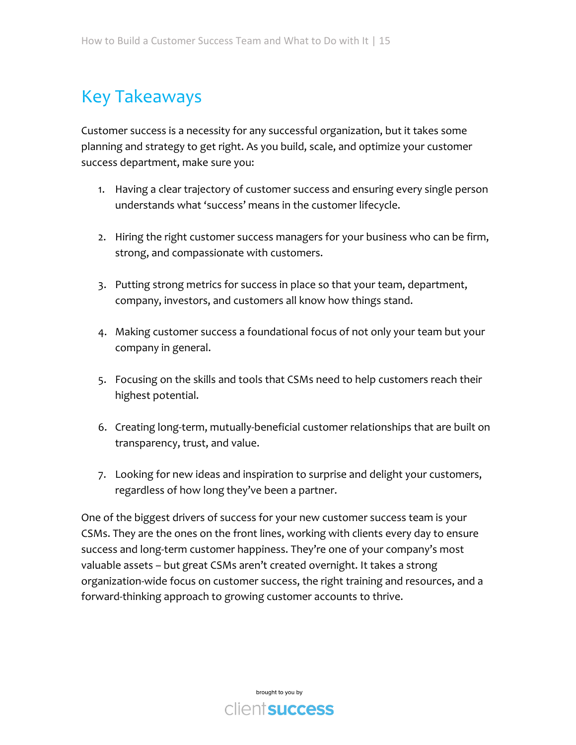## Key Takeaways

Customer success is a necessity for any successful organization, but it takes some planning and strategy to get right. As you build, scale, and optimize your customer success department, make sure you:

1. Having a clear trajectory of customer success and ensuring every single person understands what 'success' means in the customer lifecycle.

2. Hiring the right customer success managers for your business who can be firm, strong, and compassionate with customers.

3. Putting strong metrics for success in place so that your team, department, company, investors, and customers all know how things stand.

4. Making customer success a foundational focus of not only your team but your company in general.

5. Focusing on the skills and tools that CSMs need to help customers reach their highest potential.

6. Creating long-term, mutually-beneficial customer relationships that are built on transparency, trust, and value.

7. Looking for new ideas and inspiration to surprise and delight your customers, regardless of how long they've been a partner.

One of the biggest drivers of success for your new customer success team is your CSMs. They are the ones on the front lines, working with clients every day to ensure success and long-term customer happiness. They're one of your company's most valuable assets – but great CSMs aren't created overnight. It takes a strong organization-wide focus on customer success, the right training and resources, and a forward-thinking approach to growing customer accounts to thrive.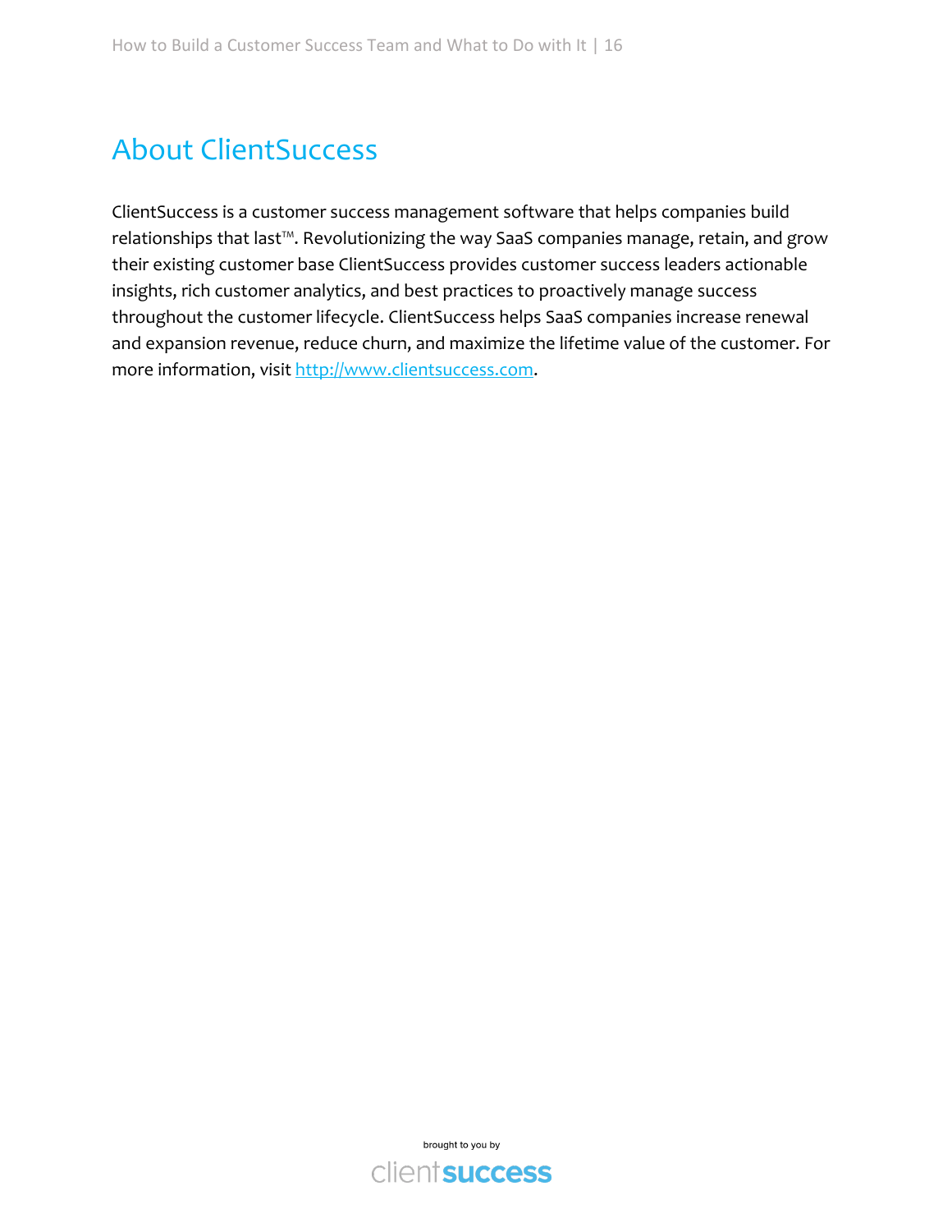## About ClientSuccess

ClientSuccess is a customer success management software that helps companies build relationships that last™. Revolutionizing the way SaaS companies manage, retain, and grow their existing customer base ClientSuccess provides customer success leaders actionable insights, rich customer analytics, and best practices to proactively manage success throughout the customer lifecycle. ClientSuccess helps SaaS companies increase renewal and expansion revenue, reduce churn, and maximize the lifetime value of the customer. For more information, visit http://www.clientsuccess.com.

brought to you by

clientsuccess